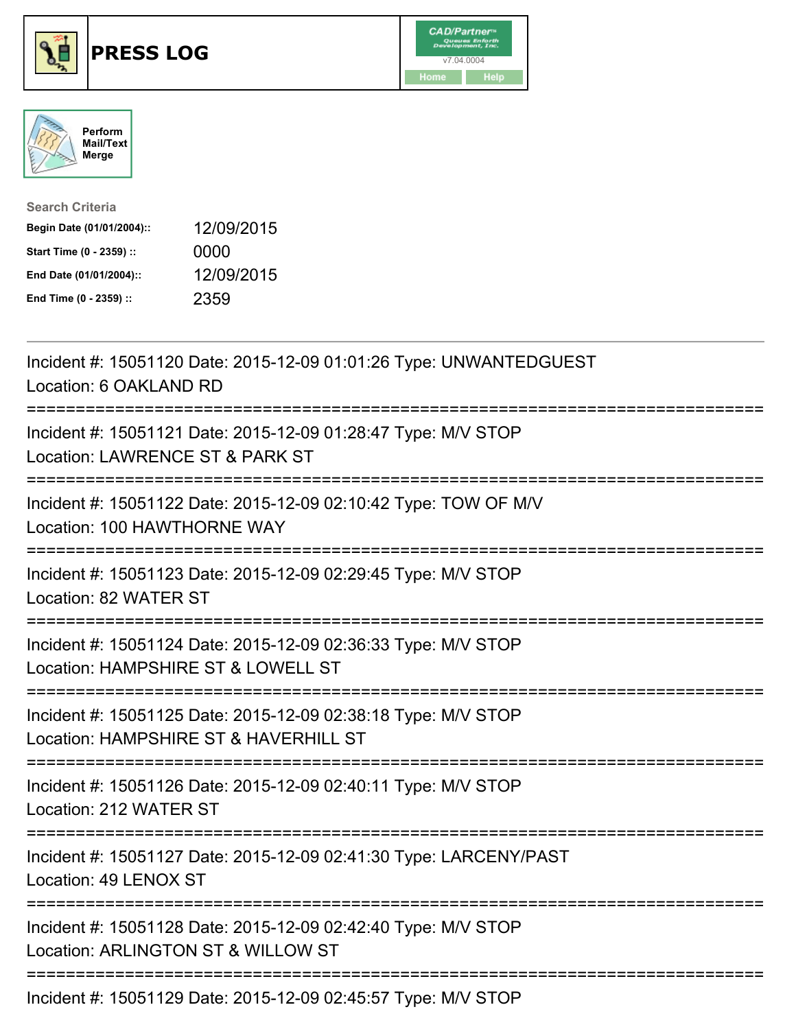# PRESS LOG

CAD/Partner™ v7.04.0004

Home | Help

Perform Mail/Text Merge

**Search Criteria**

| | |
|---|---|
| **Begin Date (01/01/2004)::** | 12/09/2015 |
| **Start Time (0 - 2359) ::** | 0000 |
| **End Date (01/01/2004)::** | 12/09/2015 |
| **End Time (0 - 2359) ::** | 2359 |

---

Incident #: 15051120 Date: 2015-12-09 01:01:26 Type: UNWANTEDGUEST
Location: 6 OAKLAND RD

===========================================================================

Incident #: 15051121 Date: 2015-12-09 01:28:47 Type: M/V STOP
Location: LAWRENCE ST & PARK ST

===========================================================================

Incident #: 15051122 Date: 2015-12-09 02:10:42 Type: TOW OF M/V
Location: 100 HAWTHORNE WAY

===========================================================================

Incident #: 15051123 Date: 2015-12-09 02:29:45 Type: M/V STOP
Location: 82 WATER ST

===========================================================================

Incident #: 15051124 Date: 2015-12-09 02:36:33 Type: M/V STOP
Location: HAMPSHIRE ST & LOWELL ST

===========================================================================

Incident #: 15051125 Date: 2015-12-09 02:38:18 Type: M/V STOP
Location: HAMPSHIRE ST & HAVERHILL ST

===========================================================================

Incident #: 15051126 Date: 2015-12-09 02:40:11 Type: M/V STOP
Location: 212 WATER ST

===========================================================================

Incident #: 15051127 Date: 2015-12-09 02:41:30 Type: LARCENY/PAST
Location: 49 LENOX ST

===========================================================================

Incident #: 15051128 Date: 2015-12-09 02:42:40 Type: M/V STOP
Location: ARLINGTON ST & WILLOW ST

===========================================================================

Incident #: 15051129 Date: 2015-12-09 02:45:57 Type: M/V STOP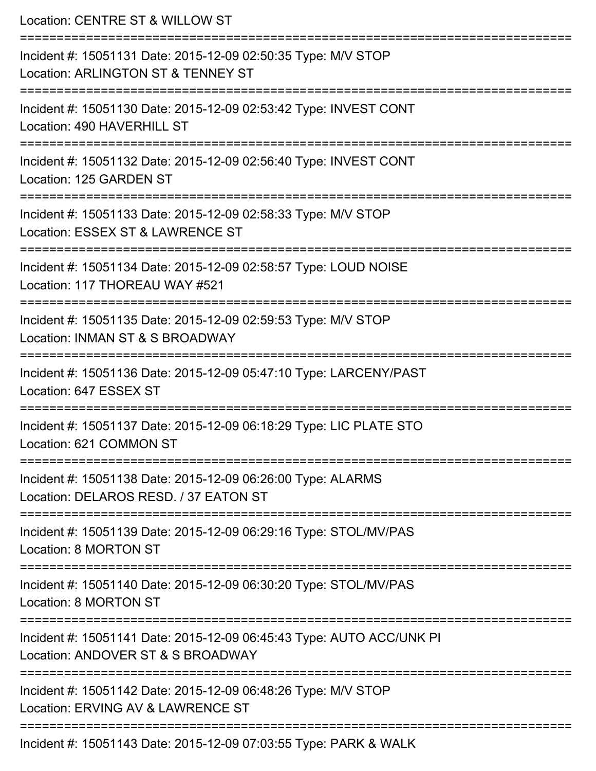Location: CENTRE ST & WILLOW ST

===========================================================================

Incident #: 15051131 Date: 2015-12-09 02:50:35 Type: M/V STOP
Location: ARLINGTON ST & TENNEY ST

===========================================================================

Incident #: 15051130 Date: 2015-12-09 02:53:42 Type: INVEST CONT
Location: 490 HAVERHILL ST

===========================================================================

Incident #: 15051132 Date: 2015-12-09 02:56:40 Type: INVEST CONT
Location: 125 GARDEN ST

===========================================================================

Incident #: 15051133 Date: 2015-12-09 02:58:33 Type: M/V STOP
Location: ESSEX ST & LAWRENCE ST

===========================================================================

Incident #: 15051134 Date: 2015-12-09 02:58:57 Type: LOUD NOISE
Location: 117 THOREAU WAY #521

===========================================================================

Incident #: 15051135 Date: 2015-12-09 02:59:53 Type: M/V STOP
Location: INMAN ST & S BROADWAY

===========================================================================

Incident #: 15051136 Date: 2015-12-09 05:47:10 Type: LARCENY/PAST
Location: 647 ESSEX ST

===========================================================================

Incident #: 15051137 Date: 2015-12-09 06:18:29 Type: LIC PLATE STO
Location: 621 COMMON ST

===========================================================================

Incident #: 15051138 Date: 2015-12-09 06:26:00 Type: ALARMS
Location: DELAROS RESD. / 37 EATON ST

===========================================================================

Incident #: 15051139 Date: 2015-12-09 06:29:16 Type: STOL/MV/PAS
Location: 8 MORTON ST

===========================================================================

Incident #: 15051140 Date: 2015-12-09 06:30:20 Type: STOL/MV/PAS
Location: 8 MORTON ST

===========================================================================

Incident #: 15051141 Date: 2015-12-09 06:45:43 Type: AUTO ACC/UNK PI
Location: ANDOVER ST & S BROADWAY

===========================================================================

Incident #: 15051142 Date: 2015-12-09 06:48:26 Type: M/V STOP
Location: ERVING AV & LAWRENCE ST

===========================================================================

Incident #: 15051143 Date: 2015-12-09 07:03:55 Type: PARK & WALK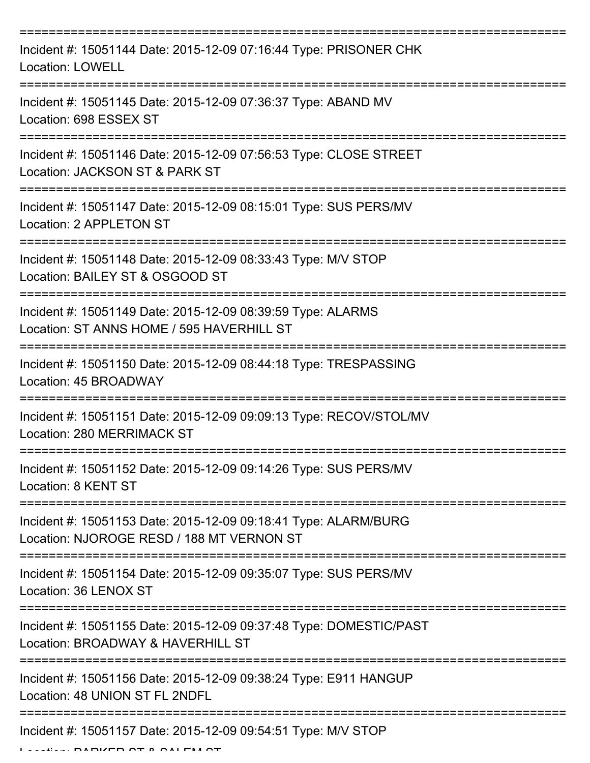===========================================================================
Incident #: 15051144 Date: 2015-12-09 07:16:44 Type: PRISONER CHK
Location: LOWELL
===========================================================================
Incident #: 15051145 Date: 2015-12-09 07:36:37 Type: ABAND MV
Location: 698 ESSEX ST
===========================================================================
Incident #: 15051146 Date: 2015-12-09 07:56:53 Type: CLOSE STREET
Location: JACKSON ST & PARK ST
===========================================================================
Incident #: 15051147 Date: 2015-12-09 08:15:01 Type: SUS PERS/MV
Location: 2 APPLETON ST
===========================================================================
Incident #: 15051148 Date: 2015-12-09 08:33:43 Type: M/V STOP
Location: BAILEY ST & OSGOOD ST
===========================================================================
Incident #: 15051149 Date: 2015-12-09 08:39:59 Type: ALARMS
Location: ST ANNS HOME / 595 HAVERHILL ST
===========================================================================
Incident #: 15051150 Date: 2015-12-09 08:44:18 Type: TRESPASSING
Location: 45 BROADWAY
===========================================================================
Incident #: 15051151 Date: 2015-12-09 09:09:13 Type: RECOV/STOL/MV
Location: 280 MERRIMACK ST
===========================================================================
Incident #: 15051152 Date: 2015-12-09 09:14:26 Type: SUS PERS/MV
Location: 8 KENT ST
===========================================================================
Incident #: 15051153 Date: 2015-12-09 09:18:41 Type: ALARM/BURG
Location: NJOROGE RESD / 188 MT VERNON ST
===========================================================================
Incident #: 15051154 Date: 2015-12-09 09:35:07 Type: SUS PERS/MV
Location: 36 LENOX ST
===========================================================================
Incident #: 15051155 Date: 2015-12-09 09:37:48 Type: DOMESTIC/PAST
Location: BROADWAY & HAVERHILL ST
===========================================================================
Incident #: 15051156 Date: 2015-12-09 09:38:24 Type: E911 HANGUP
Location: 48 UNION ST FL 2NDFL
===========================================================================
Incident #: 15051157 Date: 2015-12-09 09:54:51 Type: M/V STOP
Location: PARKER ST & SALEM ST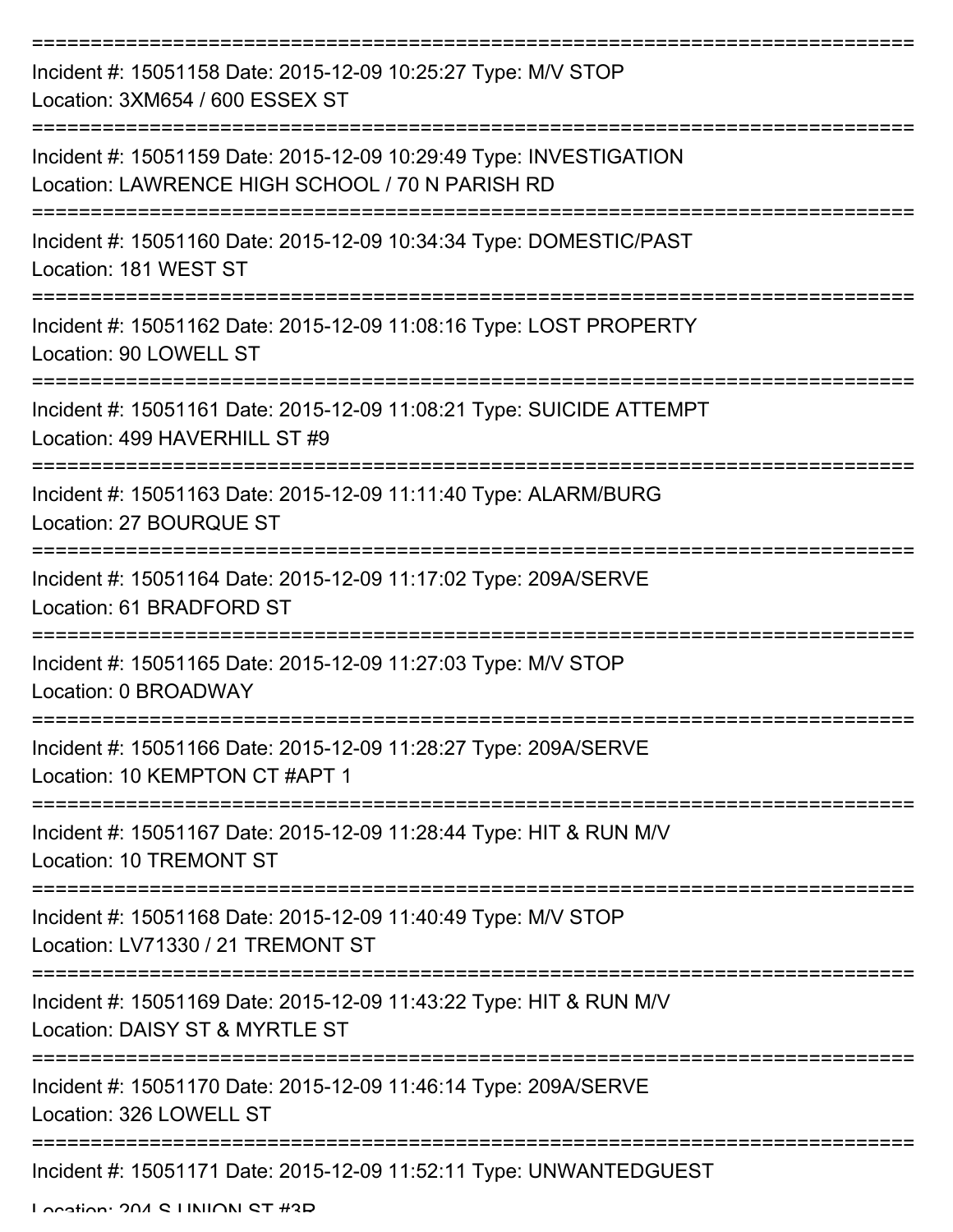===========================================================================
Incident #: 15051158 Date: 2015-12-09 10:25:27 Type: M/V STOP
Location: 3XM654 / 600 ESSEX ST
===========================================================================
Incident #: 15051159 Date: 2015-12-09 10:29:49 Type: INVESTIGATION
Location: LAWRENCE HIGH SCHOOL / 70 N PARISH RD
===========================================================================
Incident #: 15051160 Date: 2015-12-09 10:34:34 Type: DOMESTIC/PAST
Location: 181 WEST ST
===========================================================================
Incident #: 15051162 Date: 2015-12-09 11:08:16 Type: LOST PROPERTY
Location: 90 LOWELL ST
===========================================================================
Incident #: 15051161 Date: 2015-12-09 11:08:21 Type: SUICIDE ATTEMPT
Location: 499 HAVERHILL ST #9
===========================================================================
Incident #: 15051163 Date: 2015-12-09 11:11:40 Type: ALARM/BURG
Location: 27 BOURQUE ST
===========================================================================
Incident #: 15051164 Date: 2015-12-09 11:17:02 Type: 209A/SERVE
Location: 61 BRADFORD ST
===========================================================================
Incident #: 15051165 Date: 2015-12-09 11:27:03 Type: M/V STOP
Location: 0 BROADWAY
===========================================================================
Incident #: 15051166 Date: 2015-12-09 11:28:27 Type: 209A/SERVE
Location: 10 KEMPTON CT #APT 1
===========================================================================
Incident #: 15051167 Date: 2015-12-09 11:28:44 Type: HIT & RUN M/V
Location: 10 TREMONT ST
===========================================================================
Incident #: 15051168 Date: 2015-12-09 11:40:49 Type: M/V STOP
Location: LV71330 / 21 TREMONT ST
===========================================================================
Incident #: 15051169 Date: 2015-12-09 11:43:22 Type: HIT & RUN M/V
Location: DAISY ST & MYRTLE ST
===========================================================================
Incident #: 15051170 Date: 2015-12-09 11:46:14 Type: 209A/SERVE
Location: 326 LOWELL ST
===========================================================================
Incident #: 15051171 Date: 2015-12-09 11:52:11 Type: UNWANTEDGUEST
Location: 204 S UNION ST #3R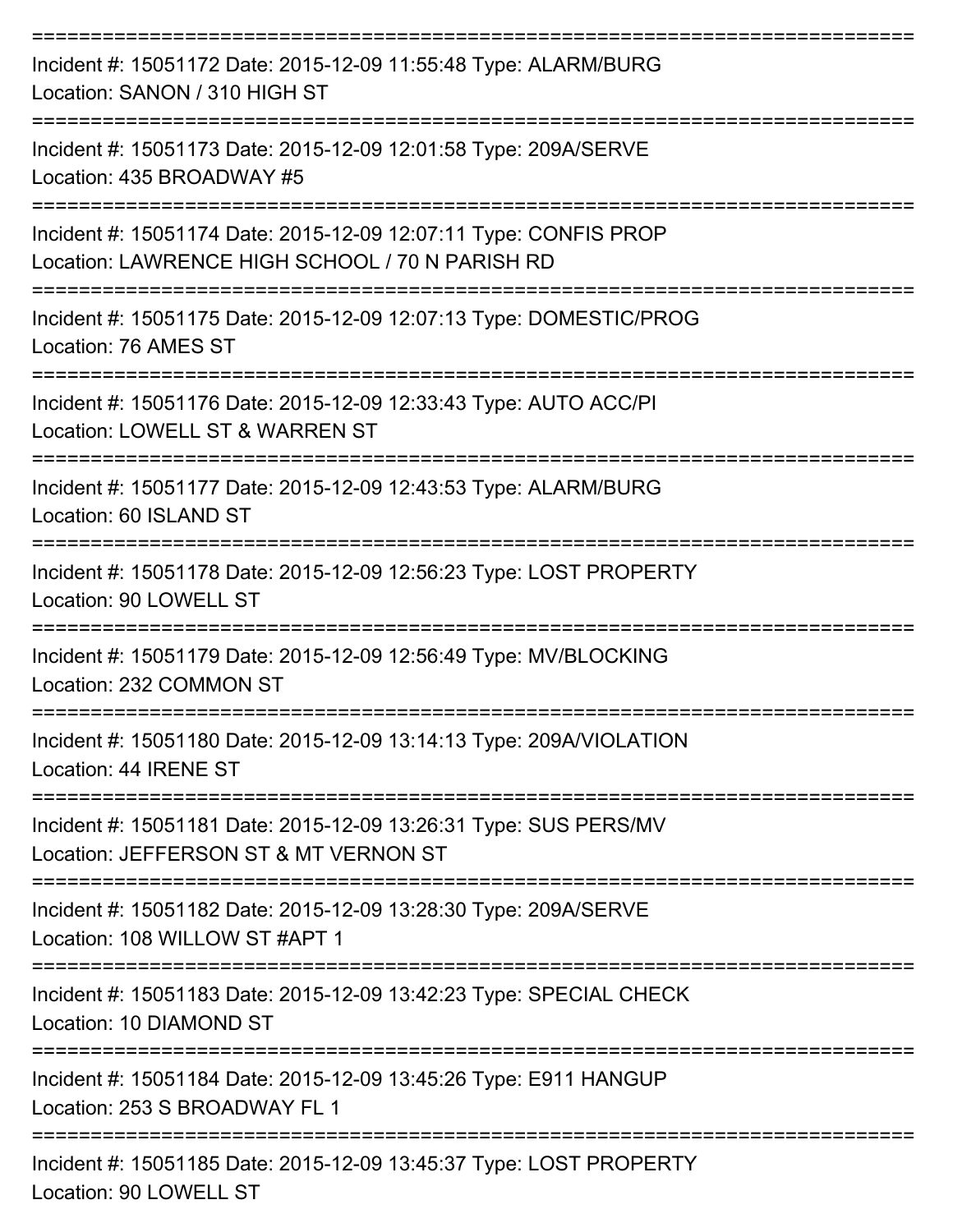===========================================================================
Incident #: 15051172 Date: 2015-12-09 11:55:48 Type: ALARM/BURG
Location: SANON / 310 HIGH ST
===========================================================================
Incident #: 15051173 Date: 2015-12-09 12:01:58 Type: 209A/SERVE
Location: 435 BROADWAY #5
===========================================================================
Incident #: 15051174 Date: 2015-12-09 12:07:11 Type: CONFIS PROP
Location: LAWRENCE HIGH SCHOOL / 70 N PARISH RD
===========================================================================
Incident #: 15051175 Date: 2015-12-09 12:07:13 Type: DOMESTIC/PROG
Location: 76 AMES ST
===========================================================================
Incident #: 15051176 Date: 2015-12-09 12:33:43 Type: AUTO ACC/PI
Location: LOWELL ST & WARREN ST
===========================================================================
Incident #: 15051177 Date: 2015-12-09 12:43:53 Type: ALARM/BURG
Location: 60 ISLAND ST
===========================================================================
Incident #: 15051178 Date: 2015-12-09 12:56:23 Type: LOST PROPERTY
Location: 90 LOWELL ST
===========================================================================
Incident #: 15051179 Date: 2015-12-09 12:56:49 Type: MV/BLOCKING
Location: 232 COMMON ST
===========================================================================
Incident #: 15051180 Date: 2015-12-09 13:14:13 Type: 209A/VIOLATION
Location: 44 IRENE ST
===========================================================================
Incident #: 15051181 Date: 2015-12-09 13:26:31 Type: SUS PERS/MV
Location: JEFFERSON ST & MT VERNON ST
===========================================================================
Incident #: 15051182 Date: 2015-12-09 13:28:30 Type: 209A/SERVE
Location: 108 WILLOW ST #APT 1
===========================================================================
Incident #: 15051183 Date: 2015-12-09 13:42:23 Type: SPECIAL CHECK
Location: 10 DIAMOND ST
===========================================================================
Incident #: 15051184 Date: 2015-12-09 13:45:26 Type: E911 HANGUP
Location: 253 S BROADWAY FL 1
===========================================================================
Incident #: 15051185 Date: 2015-12-09 13:45:37 Type: LOST PROPERTY
Location: 90 LOWELL ST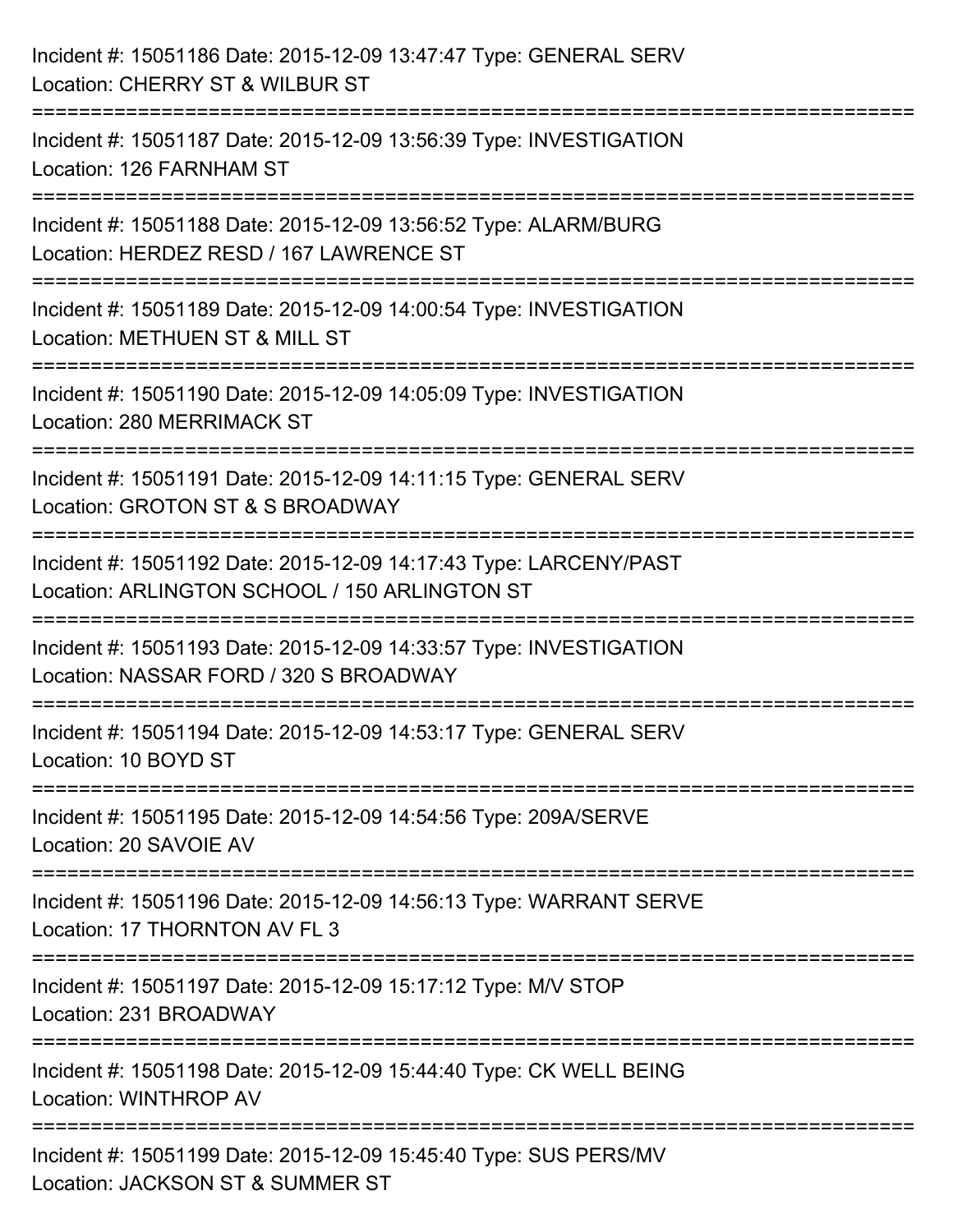Incident #: 15051186 Date: 2015-12-09 13:47:47 Type: GENERAL SERV
Location: CHERRY ST & WILBUR ST

===========================================================================

Incident #: 15051187 Date: 2015-12-09 13:56:39 Type: INVESTIGATION
Location: 126 FARNHAM ST

===========================================================================

Incident #: 15051188 Date: 2015-12-09 13:56:52 Type: ALARM/BURG
Location: HERDEZ RESD / 167 LAWRENCE ST

===========================================================================

Incident #: 15051189 Date: 2015-12-09 14:00:54 Type: INVESTIGATION
Location: METHUEN ST & MILL ST

===========================================================================

Incident #: 15051190 Date: 2015-12-09 14:05:09 Type: INVESTIGATION
Location: 280 MERRIMACK ST

===========================================================================

Incident #: 15051191 Date: 2015-12-09 14:11:15 Type: GENERAL SERV
Location: GROTON ST & S BROADWAY

===========================================================================

Incident #: 15051192 Date: 2015-12-09 14:17:43 Type: LARCENY/PAST
Location: ARLINGTON SCHOOL / 150 ARLINGTON ST

===========================================================================

Incident #: 15051193 Date: 2015-12-09 14:33:57 Type: INVESTIGATION
Location: NASSAR FORD / 320 S BROADWAY

===========================================================================

Incident #: 15051194 Date: 2015-12-09 14:53:17 Type: GENERAL SERV
Location: 10 BOYD ST

===========================================================================

Incident #: 15051195 Date: 2015-12-09 14:54:56 Type: 209A/SERVE
Location: 20 SAVOIE AV

===========================================================================

Incident #: 15051196 Date: 2015-12-09 14:56:13 Type: WARRANT SERVE
Location: 17 THORNTON AV FL 3

===========================================================================

Incident #: 15051197 Date: 2015-12-09 15:17:12 Type: M/V STOP
Location: 231 BROADWAY

===========================================================================

Incident #: 15051198 Date: 2015-12-09 15:44:40 Type: CK WELL BEING
Location: WINTHROP AV

===========================================================================

Incident #: 15051199 Date: 2015-12-09 15:45:40 Type: SUS PERS/MV
Location: JACKSON ST & SUMMER ST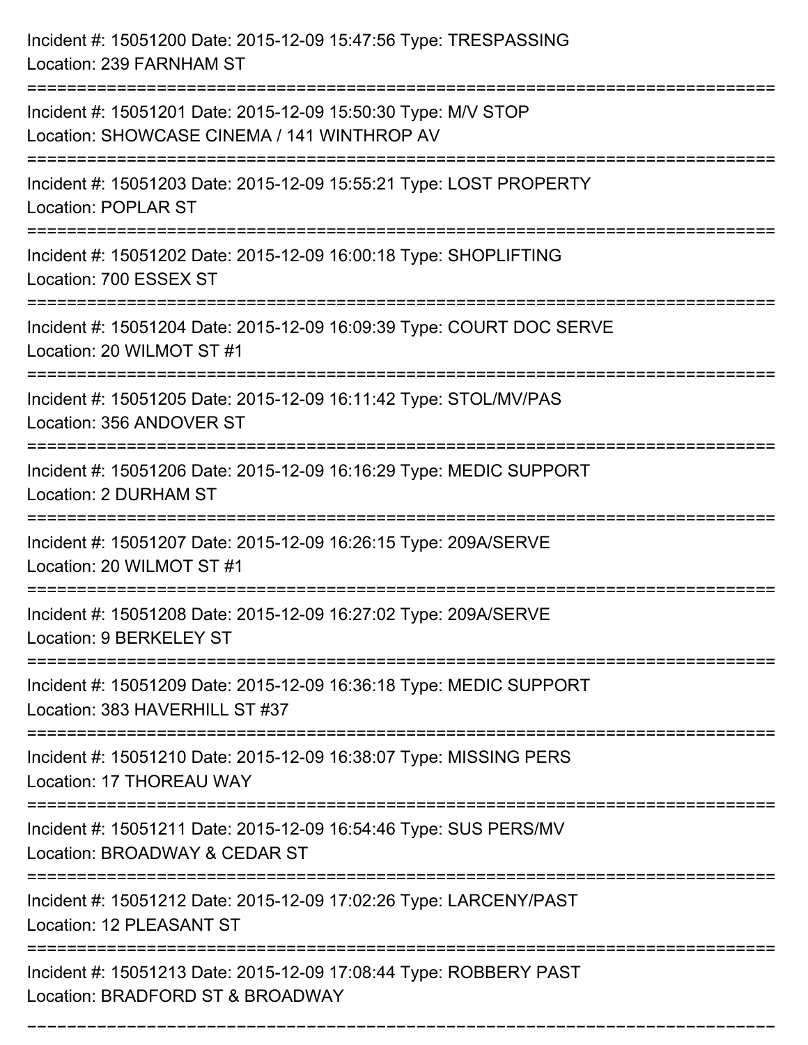Incident #: 15051200 Date: 2015-12-09 15:47:56 Type: TRESPASSING
Location: 239 FARNHAM ST

===========================================================================

Incident #: 15051201 Date: 2015-12-09 15:50:30 Type: M/V STOP
Location: SHOWCASE CINEMA / 141 WINTHROP AV

===========================================================================

Incident #: 15051203 Date: 2015-12-09 15:55:21 Type: LOST PROPERTY
Location: POPLAR ST

===========================================================================

Incident #: 15051202 Date: 2015-12-09 16:00:18 Type: SHOPLIFTING
Location: 700 ESSEX ST

===========================================================================

Incident #: 15051204 Date: 2015-12-09 16:09:39 Type: COURT DOC SERVE
Location: 20 WILMOT ST #1

===========================================================================

Incident #: 15051205 Date: 2015-12-09 16:11:42 Type: STOL/MV/PAS
Location: 356 ANDOVER ST

===========================================================================

Incident #: 15051206 Date: 2015-12-09 16:16:29 Type: MEDIC SUPPORT
Location: 2 DURHAM ST

===========================================================================

Incident #: 15051207 Date: 2015-12-09 16:26:15 Type: 209A/SERVE
Location: 20 WILMOT ST #1

===========================================================================

Incident #: 15051208 Date: 2015-12-09 16:27:02 Type: 209A/SERVE
Location: 9 BERKELEY ST

===========================================================================

Incident #: 15051209 Date: 2015-12-09 16:36:18 Type: MEDIC SUPPORT
Location: 383 HAVERHILL ST #37

===========================================================================

Incident #: 15051210 Date: 2015-12-09 16:38:07 Type: MISSING PERS
Location: 17 THOREAU WAY

===========================================================================

Incident #: 15051211 Date: 2015-12-09 16:54:46 Type: SUS PERS/MV
Location: BROADWAY & CEDAR ST

===========================================================================

Incident #: 15051212 Date: 2015-12-09 17:02:26 Type: LARCENY/PAST
Location: 12 PLEASANT ST

===========================================================================

Incident #: 15051213 Date: 2015-12-09 17:08:44 Type: ROBBERY PAST
Location: BRADFORD ST & BROADWAY

===========================================================================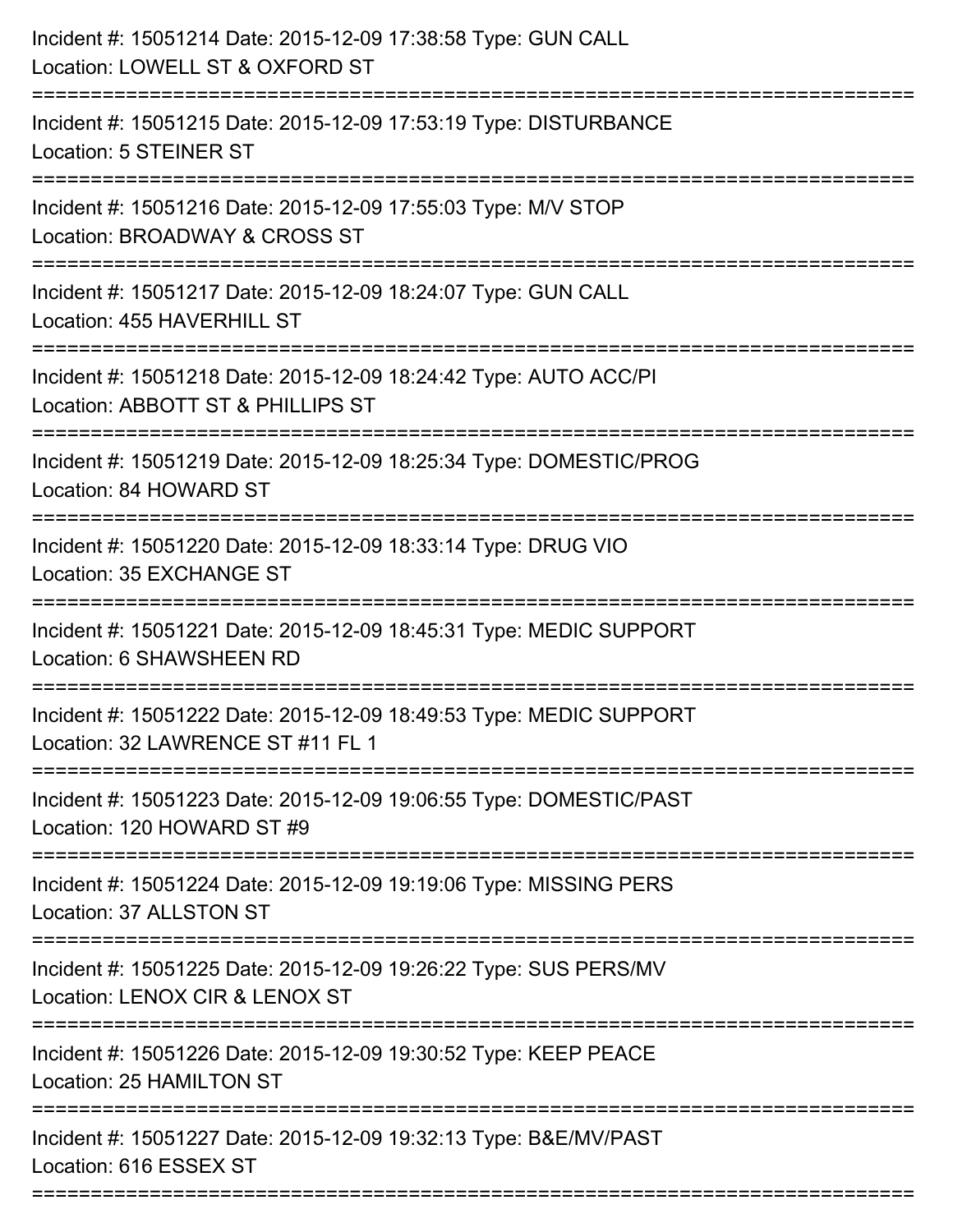Incident #: 15051214 Date: 2015-12-09 17:38:58 Type: GUN CALL
Location: LOWELL ST & OXFORD ST

===========================================================================

Incident #: 15051215 Date: 2015-12-09 17:53:19 Type: DISTURBANCE
Location: 5 STEINER ST

===========================================================================

Incident #: 15051216 Date: 2015-12-09 17:55:03 Type: M/V STOP
Location: BROADWAY & CROSS ST

===========================================================================

Incident #: 15051217 Date: 2015-12-09 18:24:07 Type: GUN CALL
Location: 455 HAVERHILL ST

===========================================================================

Incident #: 15051218 Date: 2015-12-09 18:24:42 Type: AUTO ACC/PI
Location: ABBOTT ST & PHILLIPS ST

===========================================================================

Incident #: 15051219 Date: 2015-12-09 18:25:34 Type: DOMESTIC/PROG
Location: 84 HOWARD ST

===========================================================================

Incident #: 15051220 Date: 2015-12-09 18:33:14 Type: DRUG VIO
Location: 35 EXCHANGE ST

===========================================================================

Incident #: 15051221 Date: 2015-12-09 18:45:31 Type: MEDIC SUPPORT
Location: 6 SHAWSHEEN RD

===========================================================================

Incident #: 15051222 Date: 2015-12-09 18:49:53 Type: MEDIC SUPPORT
Location: 32 LAWRENCE ST #11 FL 1

===========================================================================

Incident #: 15051223 Date: 2015-12-09 19:06:55 Type: DOMESTIC/PAST
Location: 120 HOWARD ST #9

===========================================================================

Incident #: 15051224 Date: 2015-12-09 19:19:06 Type: MISSING PERS
Location: 37 ALLSTON ST

===========================================================================

Incident #: 15051225 Date: 2015-12-09 19:26:22 Type: SUS PERS/MV
Location: LENOX CIR & LENOX ST

===========================================================================

Incident #: 15051226 Date: 2015-12-09 19:30:52 Type: KEEP PEACE
Location: 25 HAMILTON ST

===========================================================================

Incident #: 15051227 Date: 2015-12-09 19:32:13 Type: B&E/MV/PAST
Location: 616 ESSEX ST

===========================================================================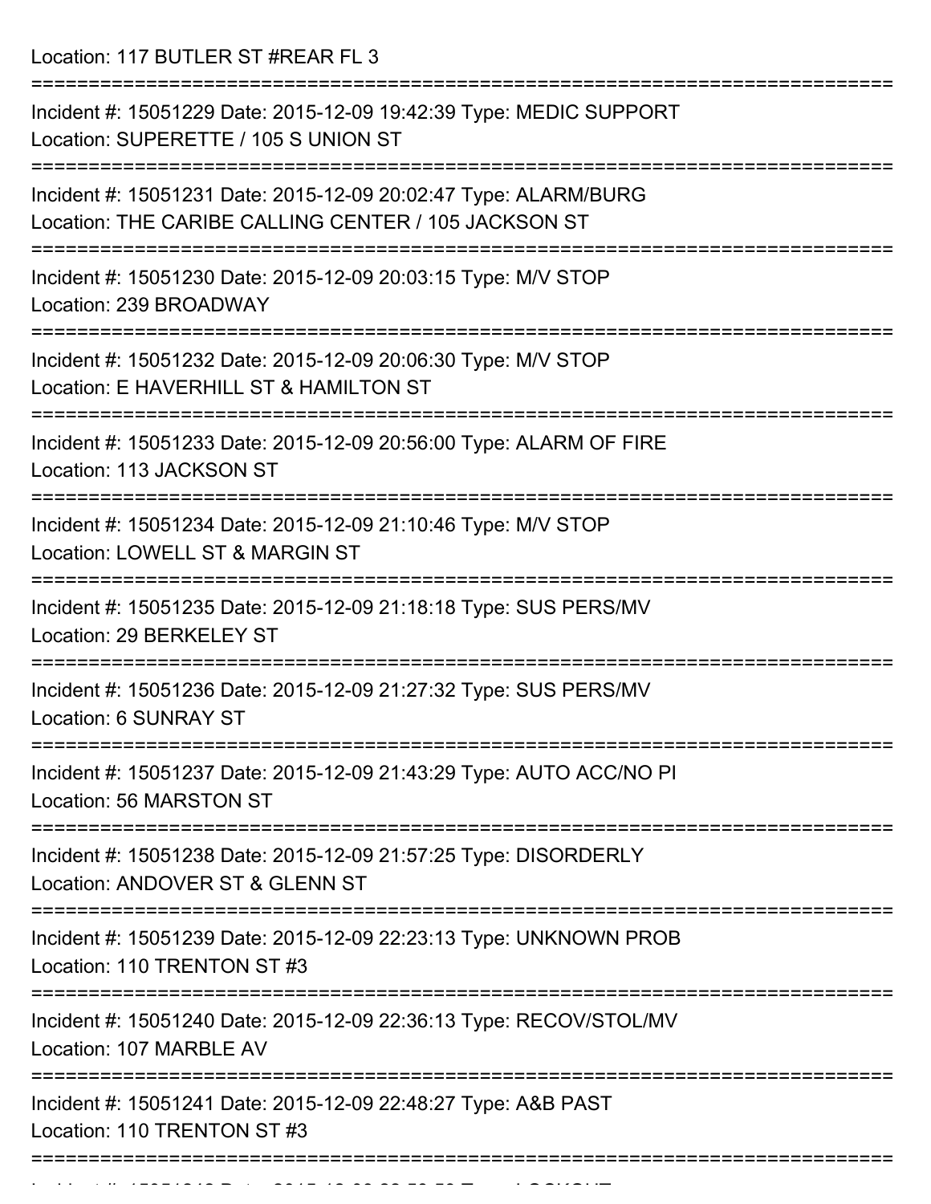Location: 117 BUTLER ST #REAR FL 3

===========================================================================

Incident #: 15051229 Date: 2015-12-09 19:42:39 Type: MEDIC SUPPORT
Location: SUPERETTE / 105 S UNION ST

===========================================================================

Incident #: 15051231 Date: 2015-12-09 20:02:47 Type: ALARM/BURG
Location: THE CARIBE CALLING CENTER / 105 JACKSON ST

===========================================================================

Incident #: 15051230 Date: 2015-12-09 20:03:15 Type: M/V STOP
Location: 239 BROADWAY

===========================================================================

Incident #: 15051232 Date: 2015-12-09 20:06:30 Type: M/V STOP
Location: E HAVERHILL ST & HAMILTON ST

===========================================================================

Incident #: 15051233 Date: 2015-12-09 20:56:00 Type: ALARM OF FIRE
Location: 113 JACKSON ST

===========================================================================

Incident #: 15051234 Date: 2015-12-09 21:10:46 Type: M/V STOP
Location: LOWELL ST & MARGIN ST

===========================================================================

Incident #: 15051235 Date: 2015-12-09 21:18:18 Type: SUS PERS/MV
Location: 29 BERKELEY ST

===========================================================================

Incident #: 15051236 Date: 2015-12-09 21:27:32 Type: SUS PERS/MV
Location: 6 SUNRAY ST

===========================================================================

Incident #: 15051237 Date: 2015-12-09 21:43:29 Type: AUTO ACC/NO PI
Location: 56 MARSTON ST

===========================================================================

Incident #: 15051238 Date: 2015-12-09 21:57:25 Type: DISORDERLY
Location: ANDOVER ST & GLENN ST

===========================================================================

Incident #: 15051239 Date: 2015-12-09 22:23:13 Type: UNKNOWN PROB
Location: 110 TRENTON ST #3

===========================================================================

Incident #: 15051240 Date: 2015-12-09 22:36:13 Type: RECOV/STOL/MV
Location: 107 MARBLE AV

===========================================================================

Incident #: 15051241 Date: 2015-12-09 22:48:27 Type: A&B PAST
Location: 110 TRENTON ST #3

===========================================================================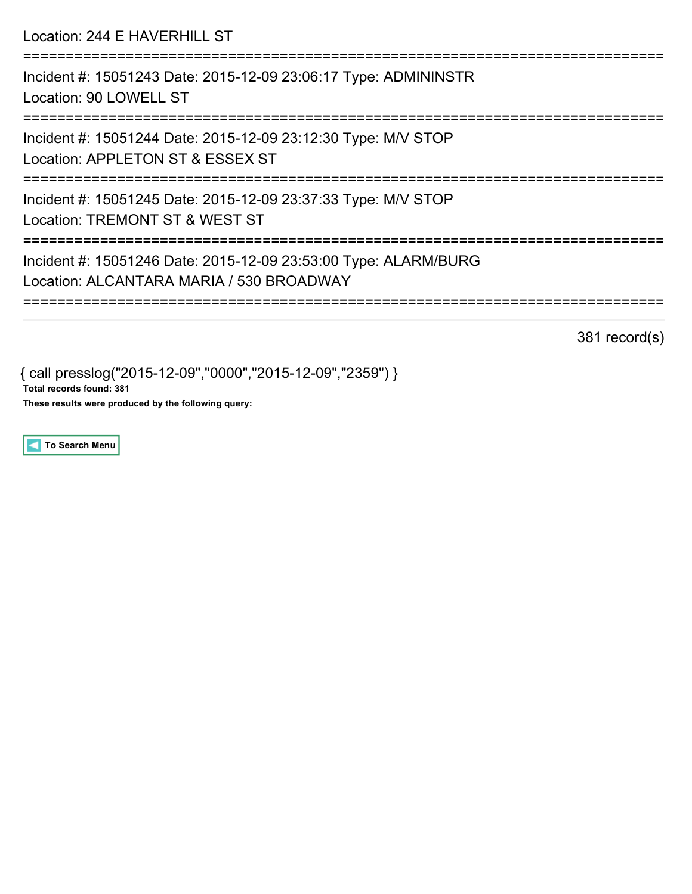Location: 244 E HAVERHILL ST

===========================================================================

Incident #: 15051243 Date: 2015-12-09 23:06:17 Type: ADMININSTR

Location: 90 LOWELL ST

===========================================================================

Incident #: 15051244 Date: 2015-12-09 23:12:30 Type: M/V STOP

Location: APPLETON ST & ESSEX ST

===========================================================================

Incident #: 15051245 Date: 2015-12-09 23:37:33 Type: M/V STOP

Location: TREMONT ST & WEST ST

===========================================================================

Incident #: 15051246 Date: 2015-12-09 23:53:00 Type: ALARM/BURG

Location: ALCANTARA MARIA / 530 BROADWAY

===========================================================================

381 record(s)

{ call presslog("2015-12-09","0000","2015-12-09","2359") }

**Total records found: 381**

**These results were produced by the following query:**

To Search Menu